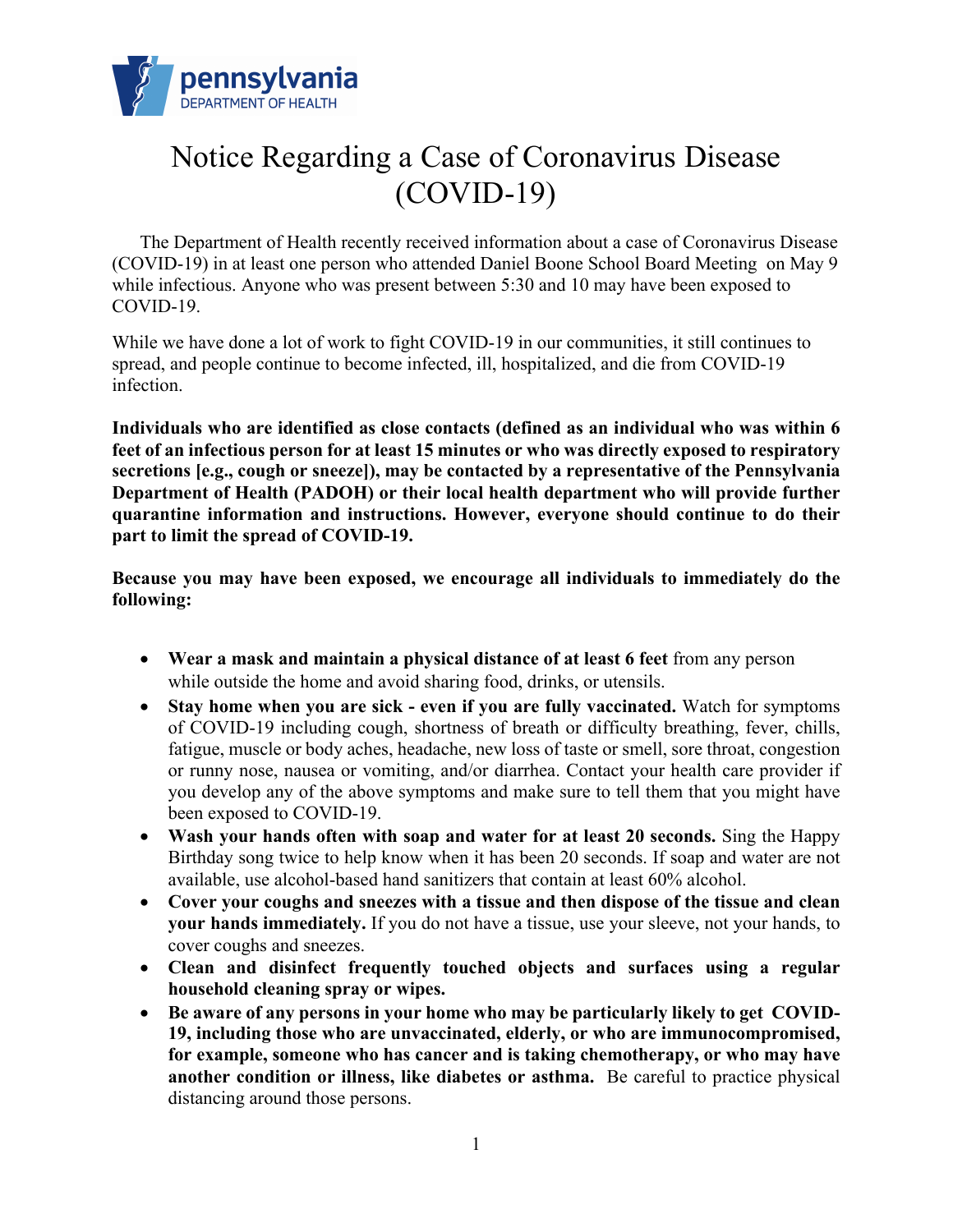# Notice Regarding a Case of Coronavirus Disease (COVID-19)

The Department of Health recently received information about a case of Coronavirus Disease (COVID-19) in at least one person who attended Daniel Boone School Board Meeting on May 9 while infectious. Anyone who was present between 5:30 and 10 may have been exposed to COVID-19.

While we have done a lot of work to fight COVID-19 in our communities, it still continues to spread, and people continue to become infected, ill, hospitalized, and die from COVID-19 infection.

**Individuals who are identified as close contacts (defined as an individual who was within 6 feet of an infectious person for at least 15 minutes or who was directly exposed to respiratory secretions [e.g., cough or sneeze]), may be contacted by a representative of the Pennsylvania Department of Health (PADOH) or their local health department who will provide further quarantine information and instructions. However, everyone should continue to do their part to limit the spread of COVID-19.**

**Because you may have been exposed, we encourage all individuals to immediately do the following:**

- **Wear a mask and maintain a physical distance of at least 6 feet** from any person while outside the home and avoid sharing food, drinks, or utensils.
- **Stay home when you are sick - even if you are fully vaccinated.** Watch for symptoms of COVID-19 including cough, shortness of breath or difficulty breathing, fever, chills, fatigue, muscle or body aches, headache, new loss of taste or smell, sore throat, congestion or runny nose, nausea or vomiting, and/or diarrhea. Contact your health care provider if you develop any of the above symptoms and make sure to tell them that you might have been exposed to COVID-19.
- **Wash your hands often with soap and water for at least 20 seconds.** Sing the Happy Birthday song twice to help know when it has been 20 seconds. If soap and water are not available, use alcohol-based hand sanitizers that contain at least 60% alcohol.
- **Cover your coughs and sneezes with a tissue and then dispose of the tissue and clean your hands immediately.** If you do not have a tissue, use your sleeve, not your hands, to cover coughs and sneezes.
- **Clean and disinfect frequently touched objects and surfaces using a regular household cleaning spray or wipes.**
- **Be aware of any persons in your home who may be particularly likely to get COVID-19, including those who are unvaccinated, elderly, or who are immunocompromised, for example, someone who has cancer and is taking chemotherapy, or who may have another condition or illness, like diabetes or asthma.** Be careful to practice physical distancing around those persons.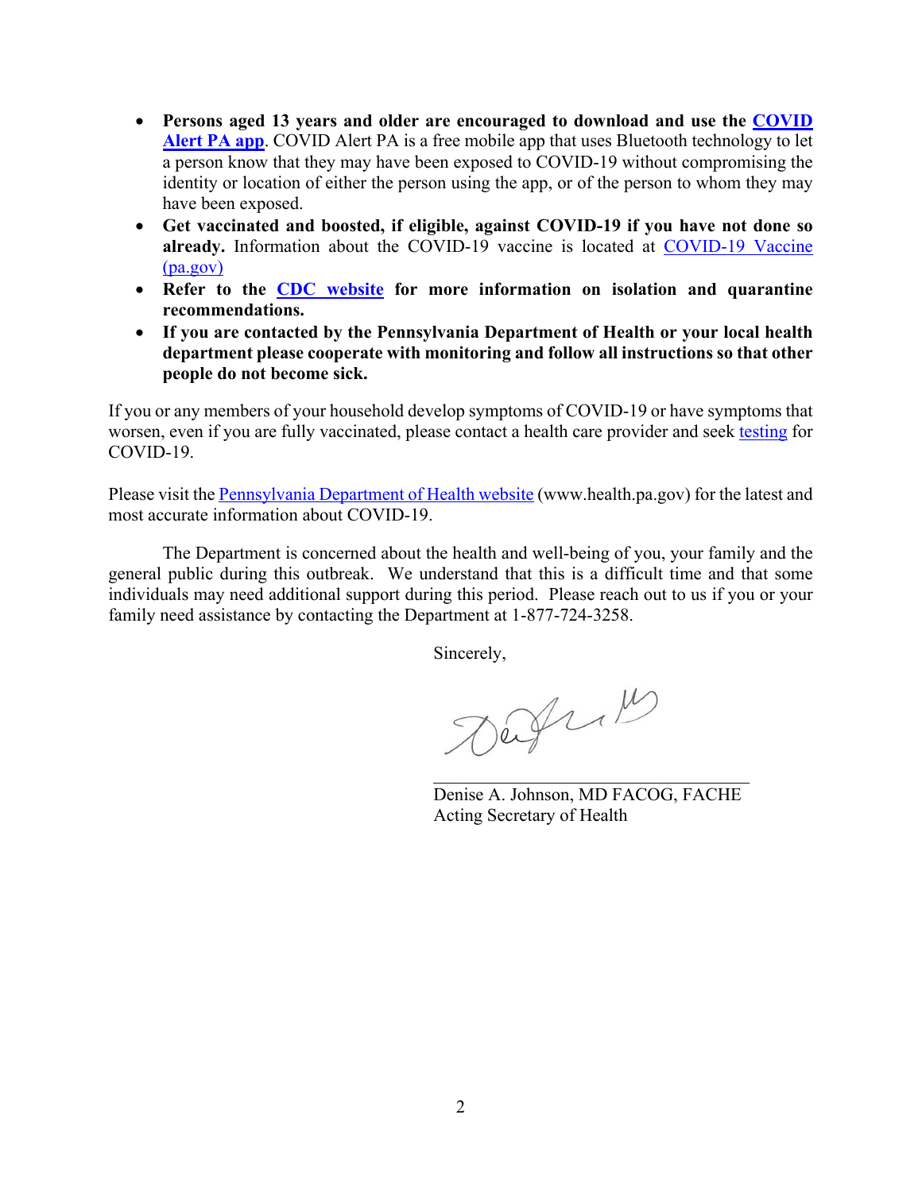- **Persons aged 13 years and older are encouraged to download and use the COVID Alert PA app**. COVID Alert PA is a free mobile app that uses Bluetooth technology to let a person know that they may have been exposed to COVID-19 without compromising the identity or location of either the person using the app, or of the person to whom they may have been exposed.
- **Get vaccinated and boosted, if eligible, against COVID-19 if you have not done so already.** Information about the COVID-19 vaccine is located at COVID-19 Vaccine (pa.gov)
- **Refer to the CDC website for more information on isolation and quarantine recommendations.**
- **If you are contacted by the Pennsylvania Department of Health or your local health department please cooperate with monitoring and follow all instructions so that other people do not become sick.**

If you or any members of your household develop symptoms of COVID-19 or have symptoms that worsen, even if you are fully vaccinated, please contact a health care provider and seek testing for COVID-19.

Please visit the Pennsylvania Department of Health website (www.health.pa.gov) for the latest and most accurate information about COVID-19.

The Department is concerned about the health and well-being of you, your family and the general public during this outbreak. We understand that this is a difficult time and that some individuals may need additional support during this period. Please reach out to us if you or your family need assistance by contacting the Department at 1-877-724-3258.

Sincerely,

Denise A. Johnson, MD FACOG, FACHE
Acting Secretary of Health